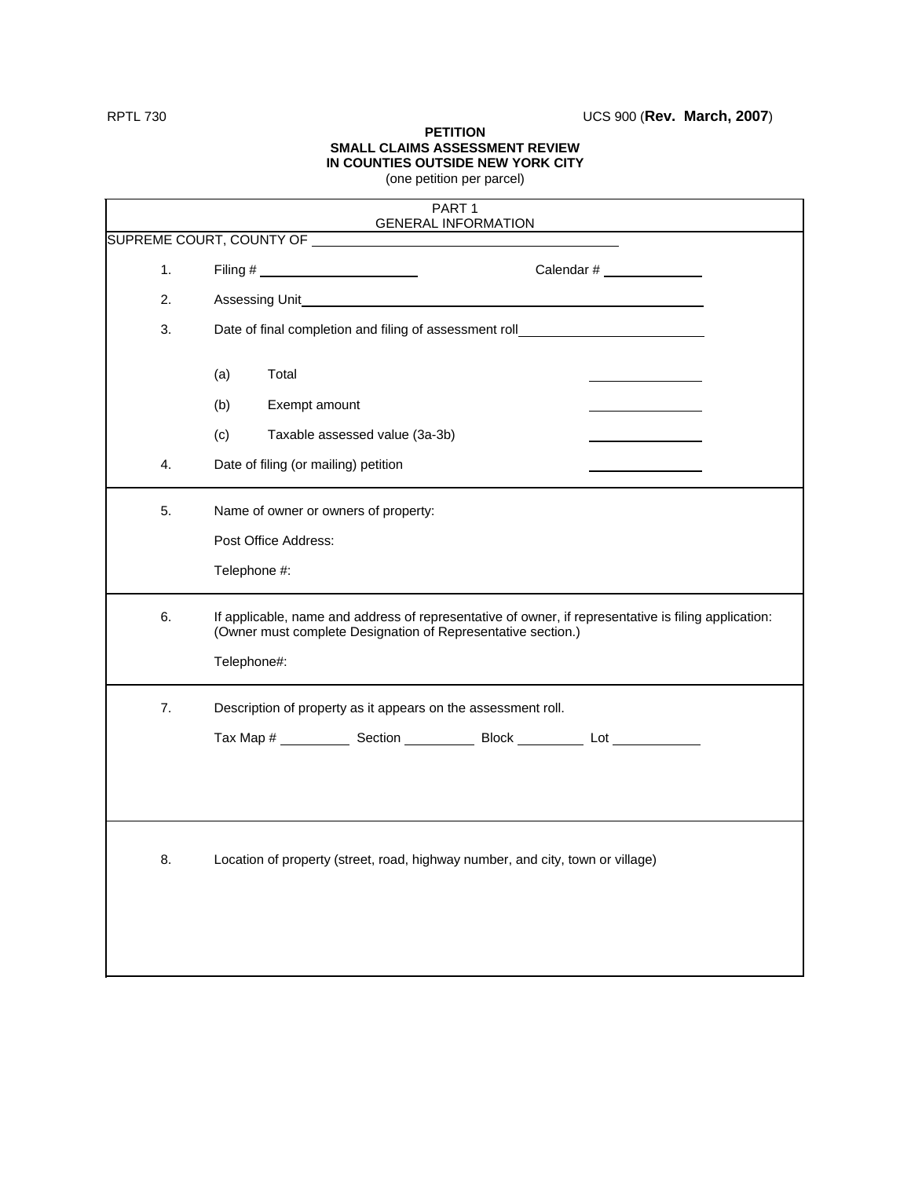RPTL 730 UCS 900 (**Rev. March, 2007**)

**PETITION**
**SMALL CLAIMS ASSESSMENT REVIEW**
**IN COUNTIES OUTSIDE NEW YORK CITY**
(one petition per parcel)

## PART 1
## GENERAL INFORMATION

SUPREME COURT, COUNTY OF ______________________________

1. Filing # ____________________ Calendar # ____________

2. Assessing Unit ______________________________________________

3. Date of final completion and filing of assessment roll ____________________

   (a) Total ____________

   (b) Exempt amount ____________

   (c) Taxable assessed value (3a-3b) ____________

4. Date of filing (or mailing) petition ____________

5. Name of owner or owners of property:

   Post Office Address:

   Telephone #:

6. If applicable, name and address of representative of owner, if representative is filing application: (Owner must complete Designation of Representative section.)

   Telephone#:

7. Description of property as it appears on the assessment roll.

   Tax Map # ________ Section ________ Block ________ Lot __________

8. Location of property (street, road, highway number, and city, town or village)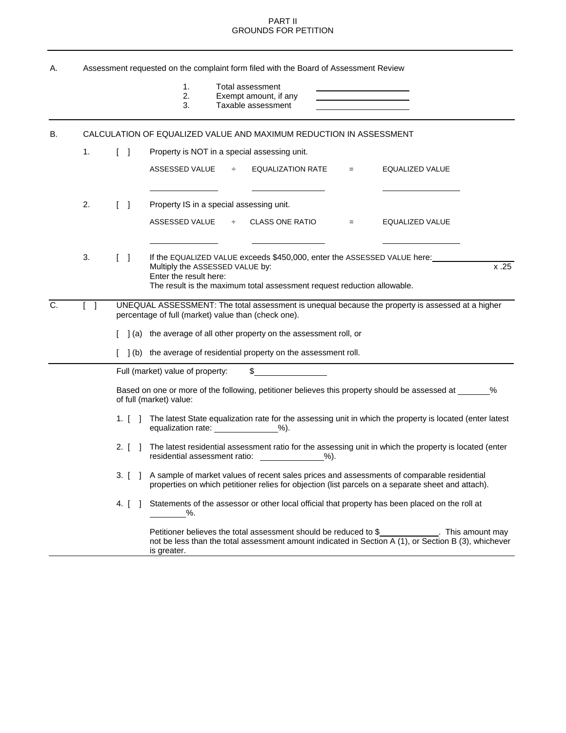# PART II
## GROUNDS FOR PETITION

A. Assessment requested on the complaint form filed with the Board of Assessment Review

1. Total assessment ____________
2. Exempt amount, if any ____________
3. Taxable assessment ____________

B. CALCULATION OF EQUALIZED VALUE AND MAXIMUM REDUCTION IN ASSESSMENT

1. [ ] Property is NOT in a special assessing unit.

| ASSESSED VALUE | ÷ | EQUALIZATION RATE | = | EQUALIZED VALUE |
|---|---|---|---|---|
| ____________ | | ____________ | | ____________ |

2. [ ] Property IS in a special assessing unit.

| ASSESSED VALUE | ÷ | CLASS ONE RATIO | = | EQUALIZED VALUE |
|---|---|---|---|---|
| ____________ | | ____________ | | ____________ |

3. [ ] If the EQUALIZED VALUE exceeds $450,000, enter the ASSESSED VALUE here: ____________
Multiply the ASSESSED VALUE by: x .25
Enter the result here:
The result is the maximum total assessment request reduction allowable.

C. [ ] UNEQUAL ASSESSMENT: The total assessment is unequal because the property is assessed at a higher percentage of full (market) value than (check one).

[ ] (a) the average of all other property on the assessment roll, or

[ ] (b) the average of residential property on the assessment roll.

Full (market) value of property: $____________

Based on one or more of the following, petitioner believes this property should be assessed at ______% of full (market) value:

1. [ ] The latest State equalization rate for the assessing unit in which the property is located (enter latest equalization rate: ____________%).

2. [ ] The latest residential assessment ratio for the assessing unit in which the property is located (enter residential assessment ratio: ____________%).

3. [ ] A sample of market values of recent sales prices and assessments of comparable residential properties on which petitioner relies for objection (list parcels on a separate sheet and attach).

4. [ ] Statements of the assessor or other local official that property has been placed on the roll at ______%.

Petitioner believes the total assessment should be reduced to $____________. This amount may not be less than the total assessment amount indicated in Section A (1), or Section B (3), whichever is greater.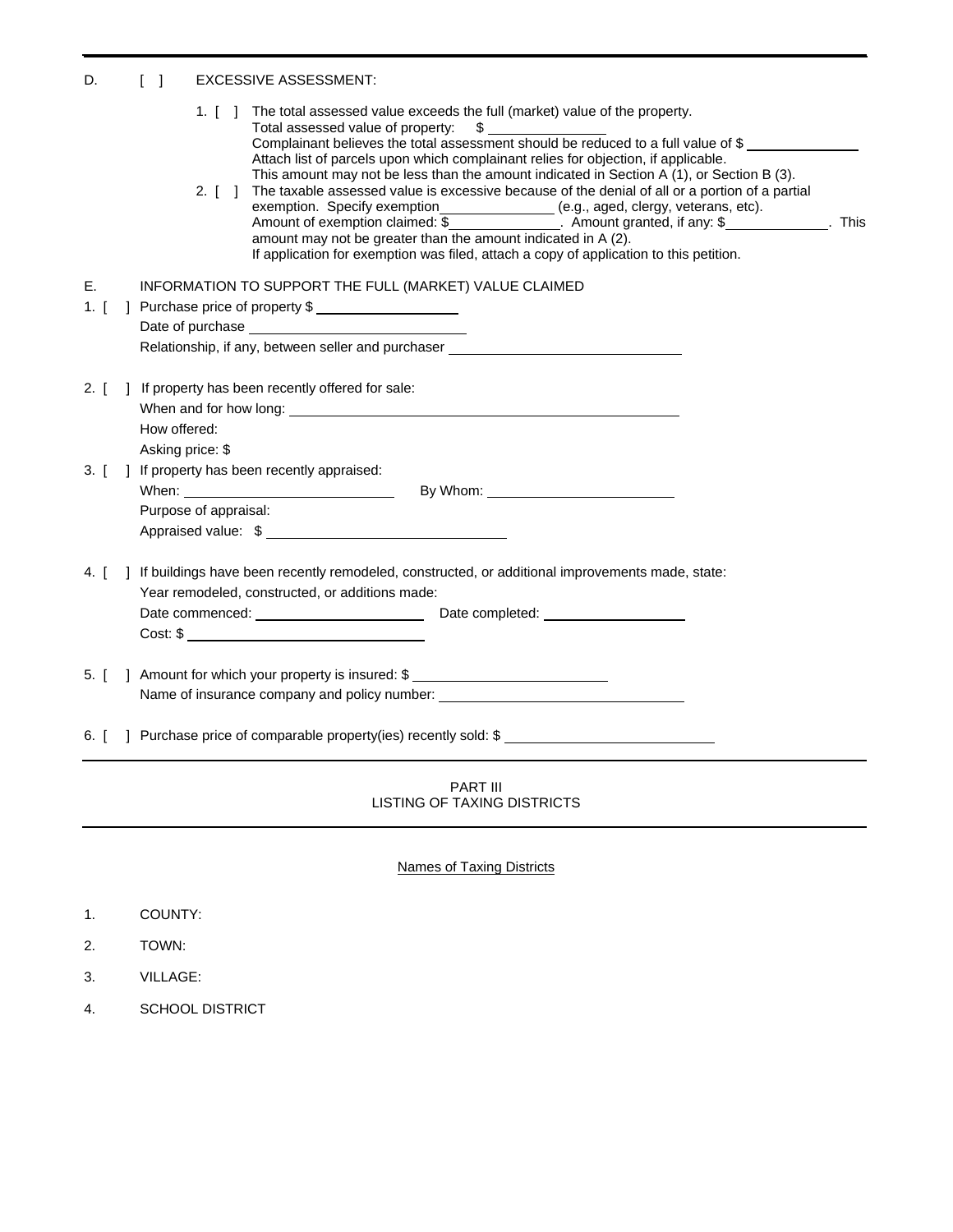D. [ ] EXCESSIVE ASSESSMENT:

1. [ ] The total assessed value exceeds the full (market) value of the property.
   Total assessed value of property: $ ______________
   Complainant believes the total assessment should be reduced to a full value of $ ______________
   Attach list of parcels upon which complainant relies for objection, if applicable.
   This amount may not be less than the amount indicated in Section A (1), or Section B (3).

2. [ ] The taxable assessed value is excessive because of the denial of all or a portion of a partial exemption. Specify exemption______________ (e.g., aged, clergy, veterans, etc).
   Amount of exemption claimed: $______________. Amount granted, if any: $______________. This amount may not be greater than the amount indicated in A (2).
   If application for exemption was filed, attach a copy of application to this petition.

E. INFORMATION TO SUPPORT THE FULL (MARKET) VALUE CLAIMED

1. [ ] Purchase price of property $ ______________
   Date of purchase ______________
   Relationship, if any, between seller and purchaser ______________

2. [ ] If property has been recently offered for sale:
   When and for how long: ______________
   How offered:
   Asking price: $

3. [ ] If property has been recently appraised:
   When: ______________ By Whom: ______________
   Purpose of appraisal:
   Appraised value: $ ______________

4. [ ] If buildings have been recently remodeled, constructed, or additional improvements made, state:
   Year remodeled, constructed, or additions made:
   Date commenced: ______________ Date completed: ______________
   Cost: $ ______________

5. [ ] Amount for which your property is insured: $ ______________
   Name of insurance company and policy number: ______________

6. [ ] Purchase price of comparable property(ies) recently sold: $ ______________

## PART III
## LISTING OF TAXING DISTRICTS

Names of Taxing Districts

1. COUNTY:
2. TOWN:
3. VILLAGE:
4. SCHOOL DISTRICT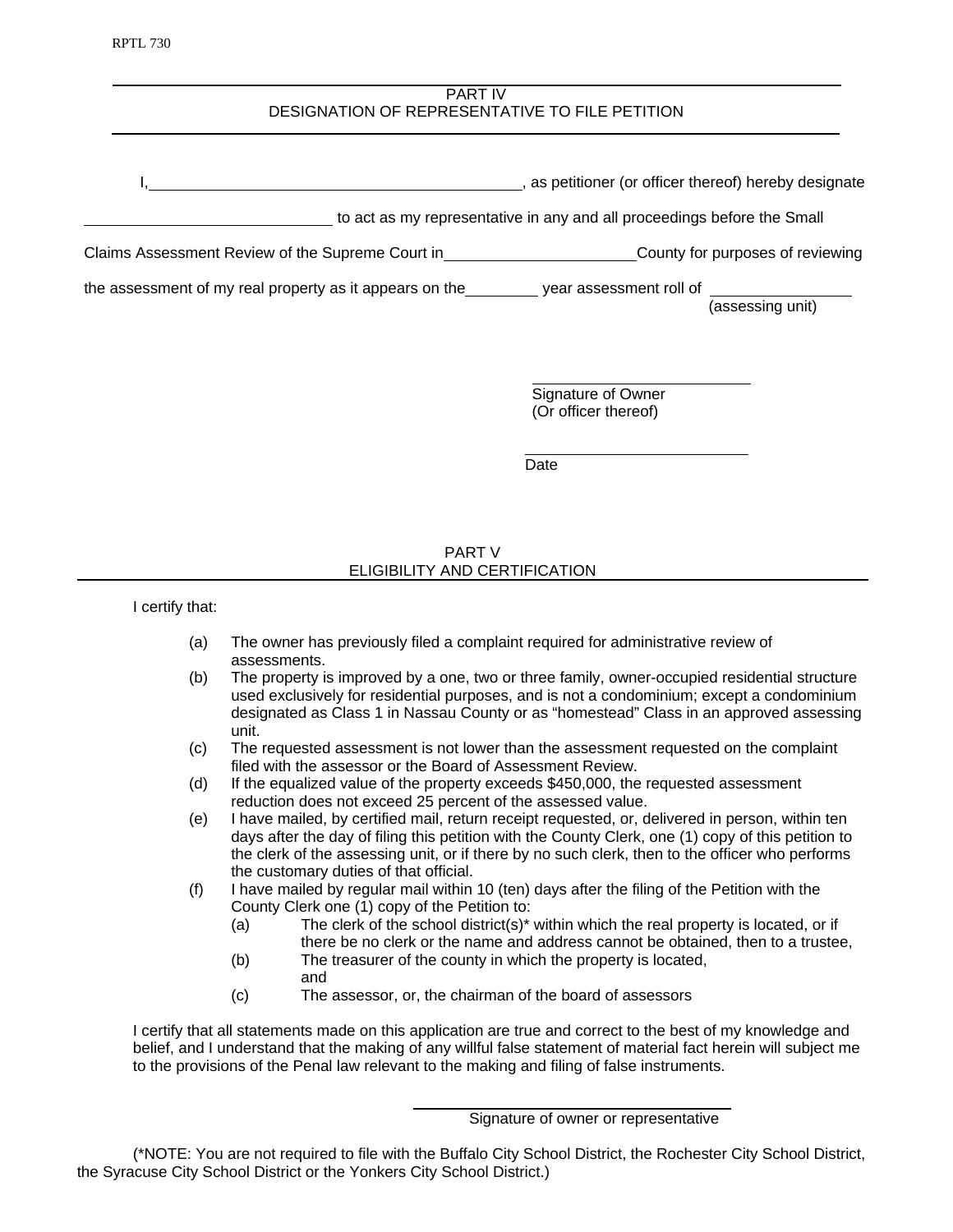RPTL 730

## PART IV
## DESIGNATION OF REPRESENTATIVE TO FILE PETITION

I, ________________________________________, as petitioner (or officer thereof) hereby designate ____________________________ to act as my representative in any and all proceedings before the Small Claims Assessment Review of the Supreme Court in ______________________County for purposes of reviewing the assessment of my real property as it appears on the ________ year assessment roll of ________________
(assessing unit)

______________________________
Signature of Owner
(Or officer thereof)

______________________________
Date

## PART V
## ELIGIBILITY AND CERTIFICATION

I certify that:

- (a) The owner has previously filed a complaint required for administrative review of assessments.
- (b) The property is improved by a one, two or three family, owner-occupied residential structure used exclusively for residential purposes, and is not a condominium; except a condominium designated as Class 1 in Nassau County or as "homestead" Class in an approved assessing unit.
- (c) The requested assessment is not lower than the assessment requested on the complaint filed with the assessor or the Board of Assessment Review.
- (d) If the equalized value of the property exceeds $450,000, the requested assessment reduction does not exceed 25 percent of the assessed value.
- (e) I have mailed, by certified mail, return receipt requested, or, delivered in person, within ten days after the day of filing this petition with the County Clerk, one (1) copy of this petition to the clerk of the assessing unit, or if there by no such clerk, then to the officer who performs the customary duties of that official.
- (f) I have mailed by regular mail within 10 (ten) days after the filing of the Petition with the County Clerk one (1) copy of the Petition to:
  - (a) The clerk of the school district(s)* within which the real property is located, or if there be no clerk or the name and address cannot be obtained, then to a trustee,
  - (b) The treasurer of the county in which the property is located, and
  - (c) The assessor, or, the chairman of the board of assessors

I certify that all statements made on this application are true and correct to the best of my knowledge and belief, and I understand that the making of any willful false statement of material fact herein will subject me to the provisions of the Penal law relevant to the making and filing of false instruments.

______________________________
Signature of owner or representative

(*NOTE: You are not required to file with the Buffalo City School District, the Rochester City School District, the Syracuse City School District or the Yonkers City School District.)